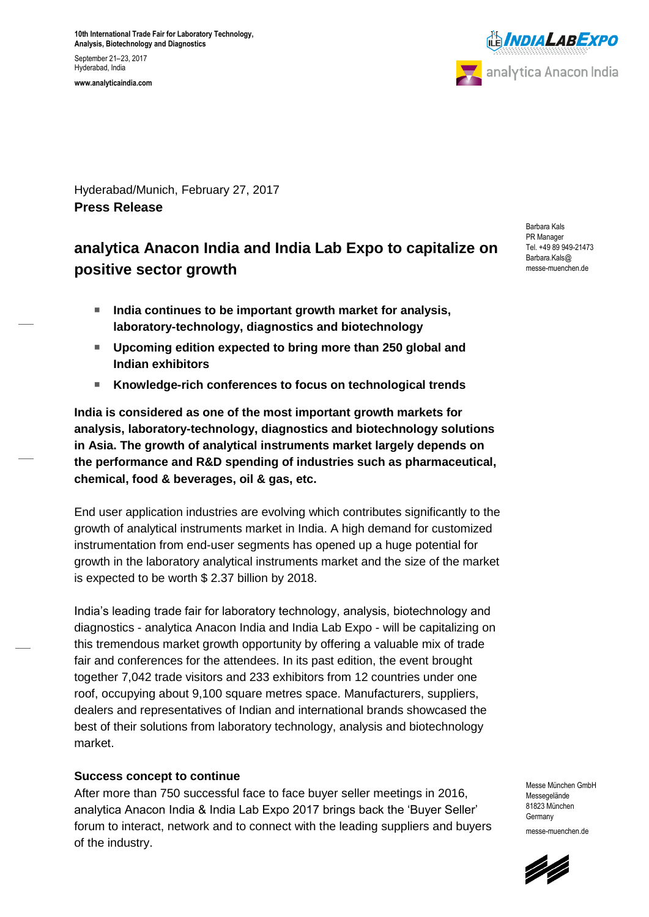10th International Trade Fair for Laboratory Technology, Analysis, Biotechnology and Diagnostics

September 21–23, 2017
Hyderabad, India

www.analyticaindia.com

Hyderabad/Munich, February 27, 2017

**Press Release**

Barbara Kals
PR Manager
Tel. +49 89 949-21473
Barbara.Kals@messe-muenchen.de

# analytica Anacon India and India Lab Expo to capitalize on positive sector growth

- **India continues to be important growth market for analysis, laboratory-technology, diagnostics and biotechnology**
- **Upcoming edition expected to bring more than 250 global and Indian exhibitors**
- **Knowledge-rich conferences to focus on technological trends**

**India is considered as one of the most important growth markets for analysis, laboratory-technology, diagnostics and biotechnology solutions in Asia. The growth of analytical instruments market largely depends on the performance and R&D spending of industries such as pharmaceutical, chemical, food & beverages, oil & gas, etc.**

End user application industries are evolving which contributes significantly to the growth of analytical instruments market in India. A high demand for customized instrumentation from end-user segments has opened up a huge potential for growth in the laboratory analytical instruments market and the size of the market is expected to be worth $ 2.37 billion by 2018.

India's leading trade fair for laboratory technology, analysis, biotechnology and diagnostics - analytica Anacon India and India Lab Expo - will be capitalizing on this tremendous market growth opportunity by offering a valuable mix of trade fair and conferences for the attendees. In its past edition, the event brought together 7,042 trade visitors and 233 exhibitors from 12 countries under one roof, occupying about 9,100 square metres space. Manufacturers, suppliers, dealers and representatives of Indian and international brands showcased the best of their solutions from laboratory technology, analysis and biotechnology market.

**Success concept to continue**

After more than 750 successful face to face buyer seller meetings in 2016, analytica Anacon India & India Lab Expo 2017 brings back the 'Buyer Seller' forum to interact, network and to connect with the leading suppliers and buyers of the industry.

Messe München GmbH
Messegelände
81823 München
Germany

messe-muenchen.de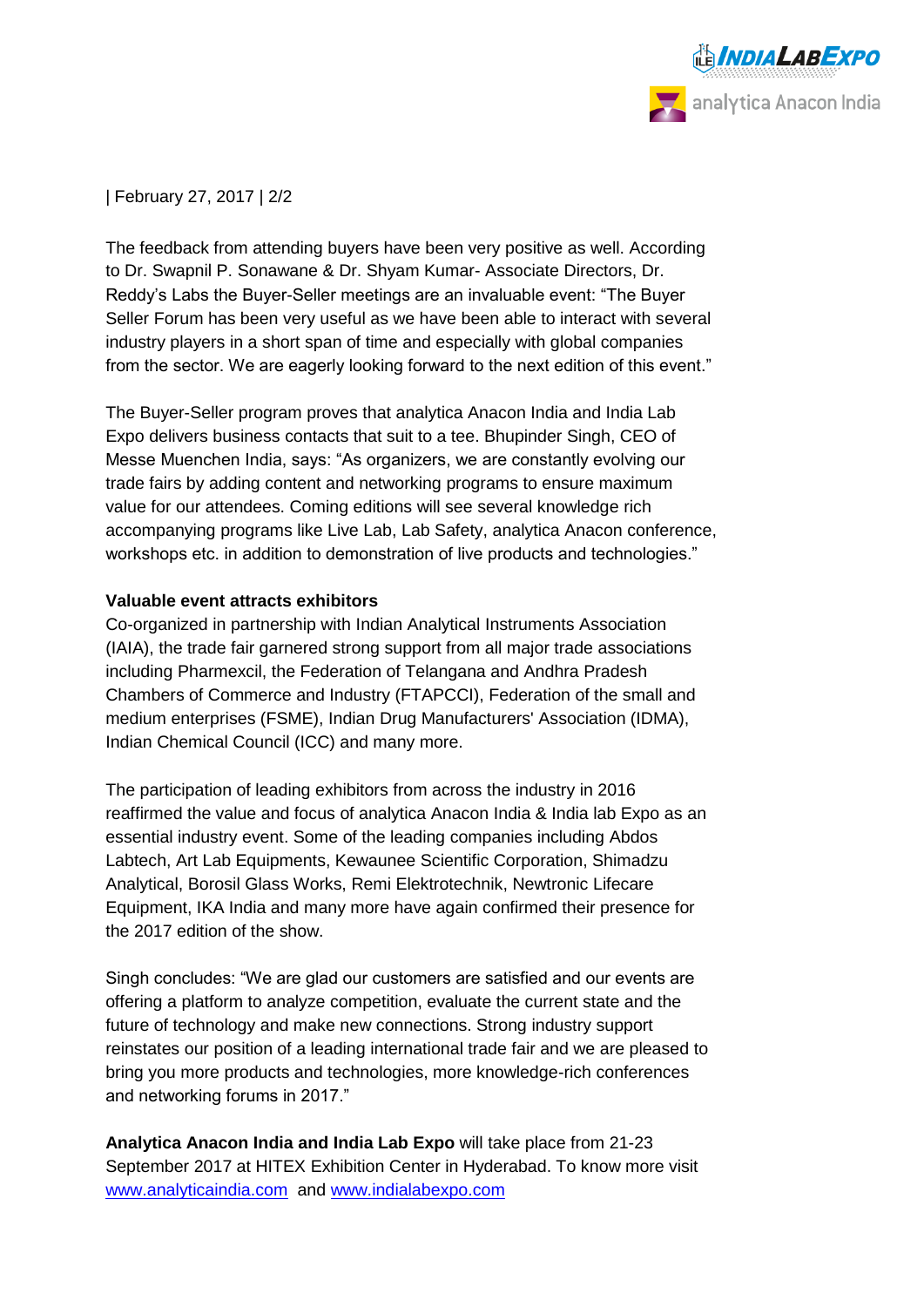| February 27, 2017 | 2/2

The feedback from attending buyers have been very positive as well. According to Dr. Swapnil P. Sonawane & Dr. Shyam Kumar- Associate Directors, Dr. Reddy's Labs the Buyer-Seller meetings are an invaluable event: "The Buyer Seller Forum has been very useful as we have been able to interact with several industry players in a short span of time and especially with global companies from the sector. We are eagerly looking forward to the next edition of this event."

The Buyer-Seller program proves that analytica Anacon India and India Lab Expo delivers business contacts that suit to a tee. Bhupinder Singh, CEO of Messe Muenchen India, says: "As organizers, we are constantly evolving our trade fairs by adding content and networking programs to ensure maximum value for our attendees. Coming editions will see several knowledge rich accompanying programs like Live Lab, Lab Safety, analytica Anacon conference, workshops etc. in addition to demonstration of live products and technologies."

**Valuable event attracts exhibitors**

Co-organized in partnership with Indian Analytical Instruments Association (IAIA), the trade fair garnered strong support from all major trade associations including Pharmexcil, the Federation of Telangana and Andhra Pradesh Chambers of Commerce and Industry (FTAPCCI), Federation of the small and medium enterprises (FSME), Indian Drug Manufacturers' Association (IDMA), Indian Chemical Council (ICC) and many more.

The participation of leading exhibitors from across the industry in 2016 reaffirmed the value and focus of analytica Anacon India & India lab Expo as an essential industry event. Some of the leading companies including Abdos Labtech, Art Lab Equipments, Kewaunee Scientific Corporation, Shimadzu Analytical, Borosil Glass Works, Remi Elektrotechnik, Newtronic Lifecare Equipment, IKA India and many more have again confirmed their presence for the 2017 edition of the show.

Singh concludes: "We are glad our customers are satisfied and our events are offering a platform to analyze competition, evaluate the current state and the future of technology and make new connections. Strong industry support reinstates our position of a leading international trade fair and we are pleased to bring you more products and technologies, more knowledge-rich conferences and networking forums in 2017."

**Analytica Anacon India and India Lab Expo** will take place from 21-23 September 2017 at HITEX Exhibition Center in Hyderabad. To know more visit [www.analyticaindia.com](http://www.analyticaindia.com) and [www.indialabexpo.com](http://www.indialabexpo.com)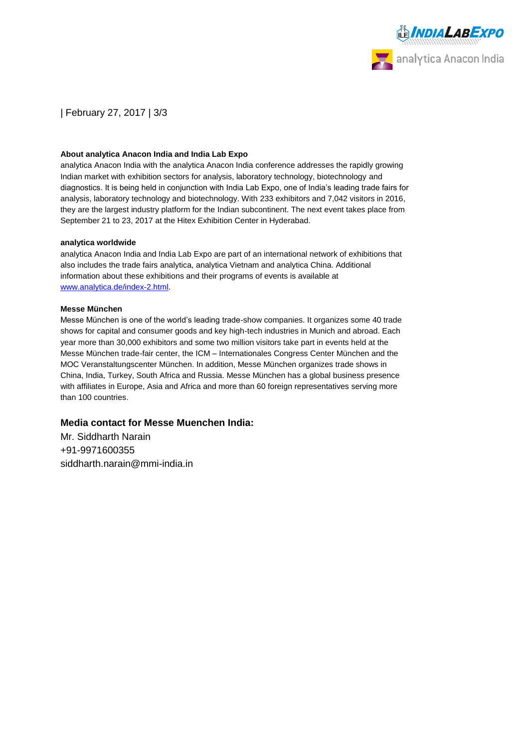### About analytica Anacon India and India Lab Expo

analytica Anacon India with the analytica Anacon India conference addresses the rapidly growing Indian market with exhibition sectors for analysis, laboratory technology, biotechnology and diagnostics. It is being held in conjunction with India Lab Expo, one of India's leading trade fairs for analysis, laboratory technology and biotechnology. With 233 exhibitors and 7,042 visitors in 2016, they are the largest industry platform for the Indian subcontinent. The next event takes place from September 21 to 23, 2017 at the Hitex Exhibition Center in Hyderabad.

### analytica worldwide

analytica Anacon India and India Lab Expo are part of an international network of exhibitions that also includes the trade fairs analytica, analytica Vietnam and analytica China. Additional information about these exhibitions and their programs of events is available at www.analytica.de/index-2.html.

### Messe München

Messe München is one of the world's leading trade-show companies. It organizes some 40 trade shows for capital and consumer goods and key high-tech industries in Munich and abroad. Each year more than 30,000 exhibitors and some two million visitors take part in events held at the Messe München trade-fair center, the ICM – Internationales Congress Center München and the MOC Veranstaltungscenter München. In addition, Messe München organizes trade shows in China, India, Turkey, South Africa and Russia. Messe München has a global business presence with affiliates in Europe, Asia and Africa and more than 60 foreign representatives serving more than 100 countries.

## Media contact for Messe Muenchen India:

Mr. Siddharth Narain
+91-9971600355
siddharth.narain@mmi-india.in